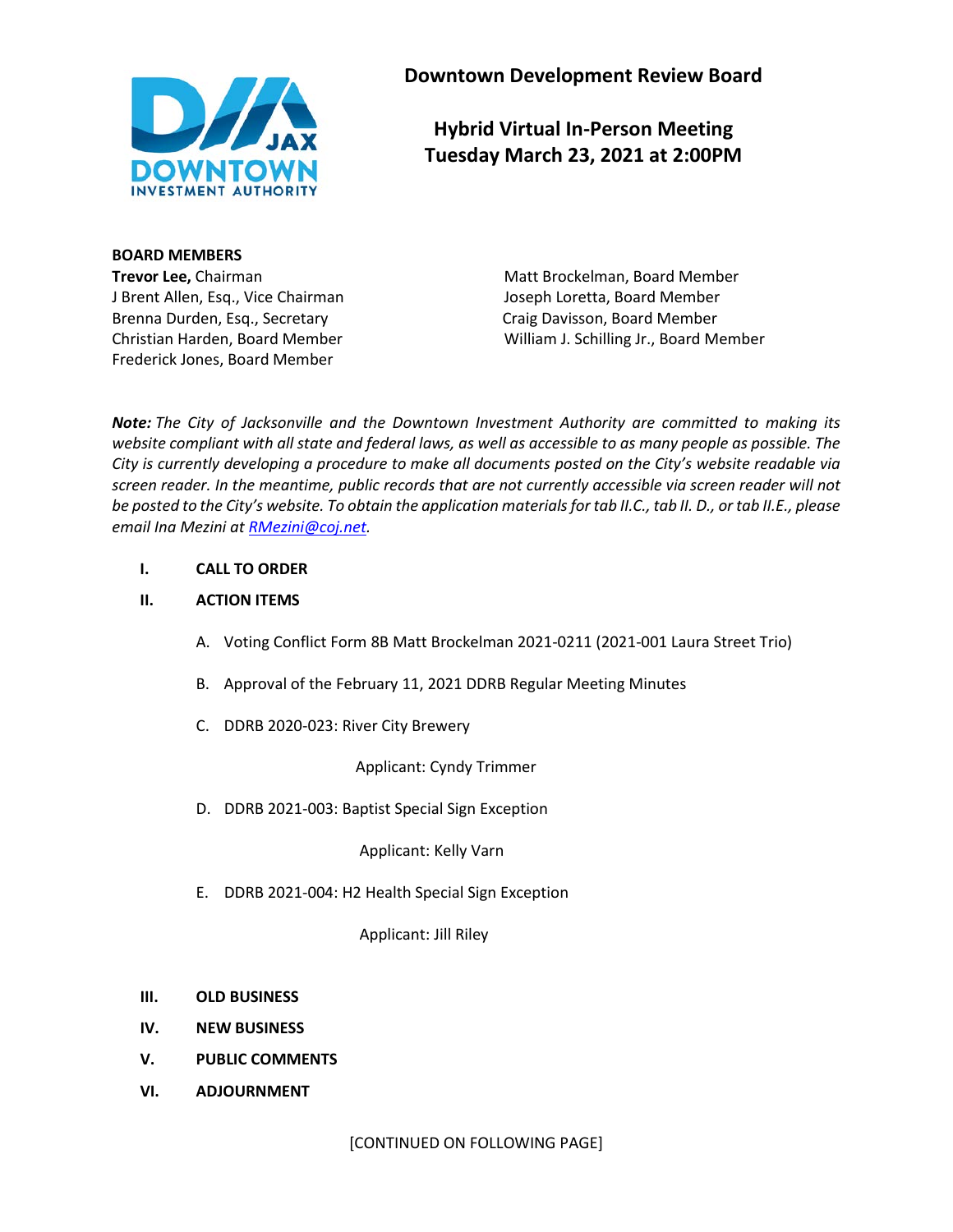# Downtown Development Review Board

## Hybrid Virtual In-Person Meeting
## Tuesday March 23, 2021 at 2:00PM

**BOARD MEMBERS**

**Trevor Lee,** Chairman
J Brent Allen, Esq., Vice Chairman
Brenna Durden, Esq., Secretary
Christian Harden, Board Member
Frederick Jones, Board Member
Matt Brockelman, Board Member
Joseph Loretta, Board Member
Craig Davisson, Board Member
William J. Schilling Jr., Board Member

***Note:*** *The City of Jacksonville and the Downtown Investment Authority are committed to making its website compliant with all state and federal laws, as well as accessible to as many people as possible. The City is currently developing a procedure to make all documents posted on the City's website readable via screen reader. In the meantime, public records that are not currently accessible via screen reader will not be posted to the City's website. To obtain the application materials for tab II.C., tab II. D., or tab II.E., please email Ina Mezini at RMezini@coj.net.*

**I. CALL TO ORDER**

**II. ACTION ITEMS**

A. Voting Conflict Form 8B Matt Brockelman 2021-0211 (2021-001 Laura Street Trio)

B. Approval of the February 11, 2021 DDRB Regular Meeting Minutes

C. DDRB 2020-023: River City Brewery

Applicant: Cyndy Trimmer

D. DDRB 2021-003: Baptist Special Sign Exception

Applicant: Kelly Varn

E. DDRB 2021-004: H2 Health Special Sign Exception

Applicant: Jill Riley

**III. OLD BUSINESS**

**IV. NEW BUSINESS**

**V. PUBLIC COMMENTS**

**VI. ADJOURNMENT**

[CONTINUED ON FOLLOWING PAGE]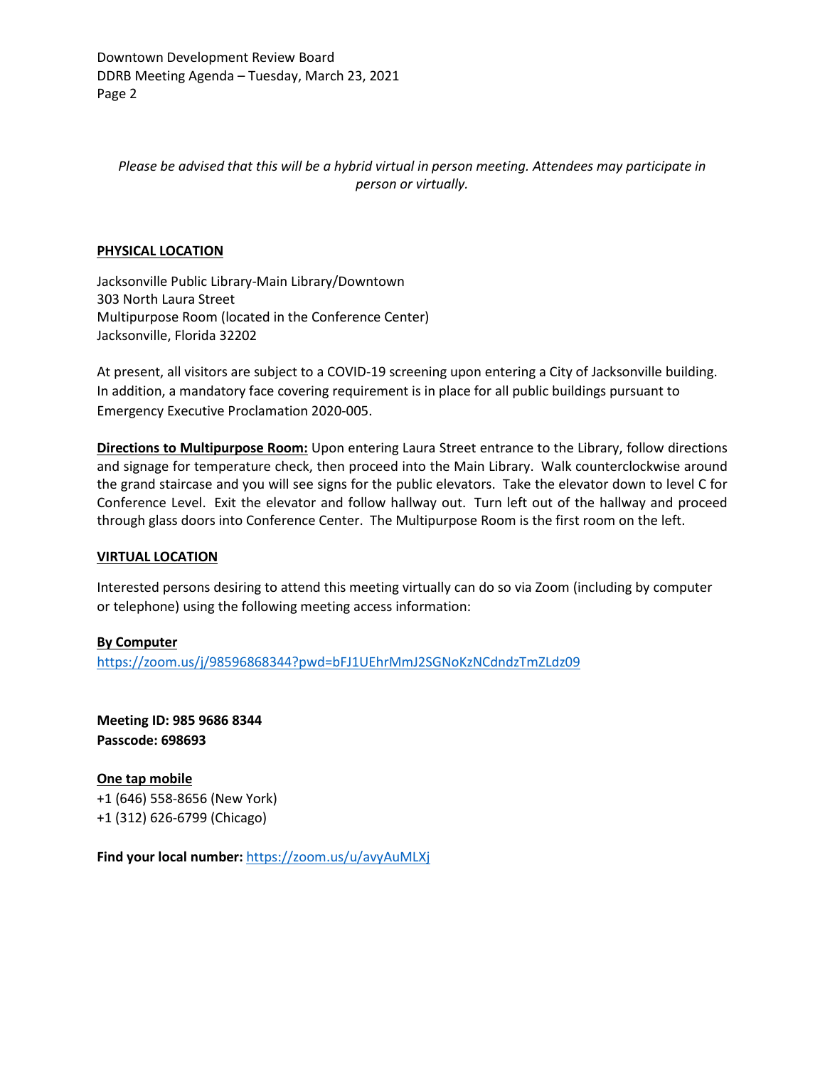*Please be advised that this will be a hybrid virtual in person meeting. Attendees may participate in person or virtually.*

**PHYSICAL LOCATION**

Jacksonville Public Library-Main Library/Downtown
303 North Laura Street
Multipurpose Room (located in the Conference Center)
Jacksonville, Florida 32202

At present, all visitors are subject to a COVID-19 screening upon entering a City of Jacksonville building. In addition, a mandatory face covering requirement is in place for all public buildings pursuant to Emergency Executive Proclamation 2020-005.

**Directions to Multipurpose Room:** Upon entering Laura Street entrance to the Library, follow directions and signage for temperature check, then proceed into the Main Library. Walk counterclockwise around the grand staircase and you will see signs for the public elevators. Take the elevator down to level C for Conference Level. Exit the elevator and follow hallway out. Turn left out of the hallway and proceed through glass doors into Conference Center. The Multipurpose Room is the first room on the left.

**VIRTUAL LOCATION**

Interested persons desiring to attend this meeting virtually can do so via Zoom (including by computer or telephone) using the following meeting access information:

**By Computer**
https://zoom.us/j/98596868344?pwd=bFJ1UEhrMmJ2SGNoKzNCdndzTmZLdz09

**Meeting ID: 985 9686 8344**
**Passcode: 698693**

**One tap mobile**
+1 (646) 558-8656 (New York)
+1 (312) 626-6799 (Chicago)

**Find your local number:** https://zoom.us/u/avyAuMLXj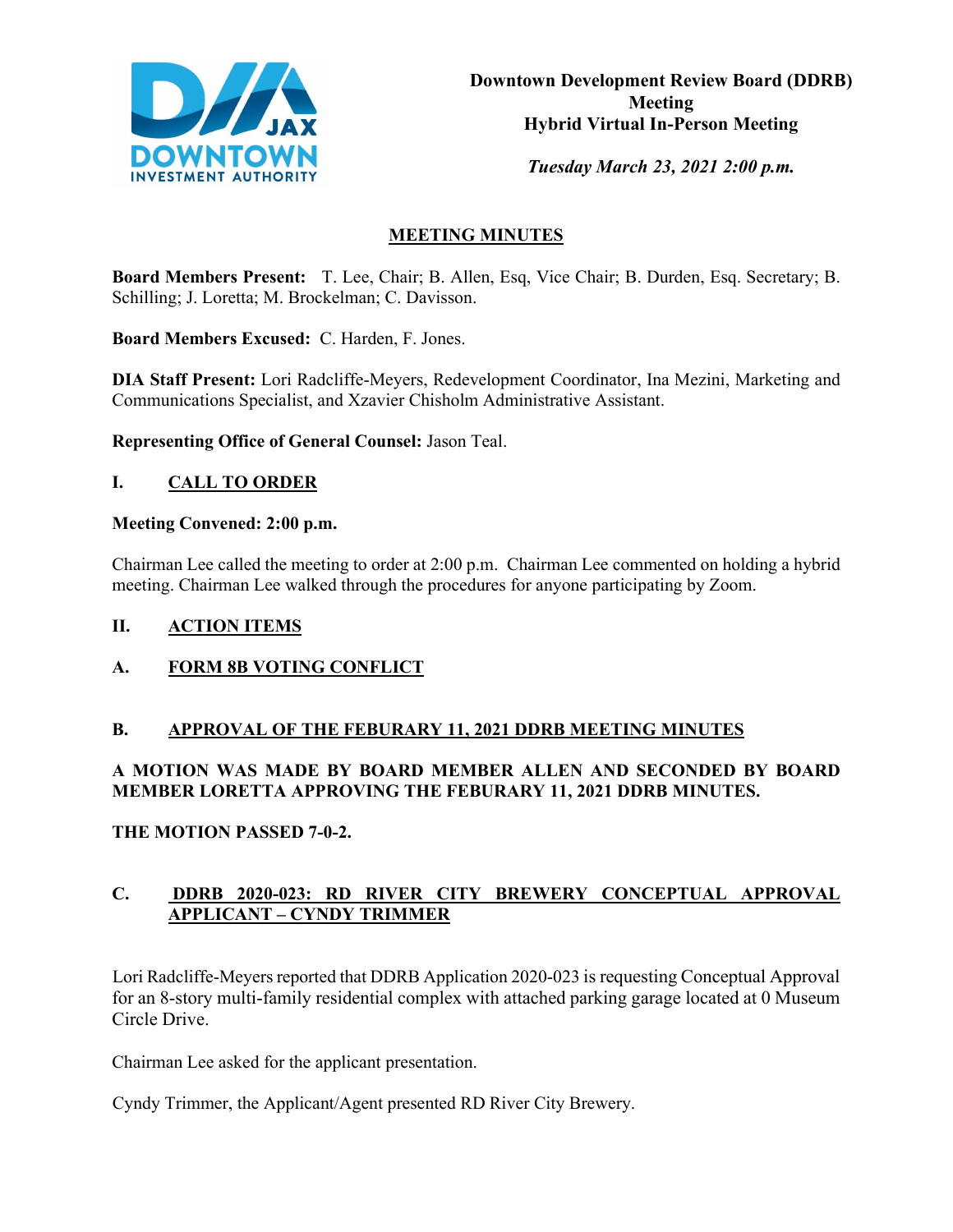**Downtown Development Review Board (DDRB) Meeting**
**Hybrid Virtual In-Person Meeting**

*Tuesday March 23, 2021 2:00 p.m.*

## MEETING MINUTES

**Board Members Present:** T. Lee, Chair; B. Allen, Esq, Vice Chair; B. Durden, Esq. Secretary; B. Schilling; J. Loretta; M. Brockelman; C. Davisson.

**Board Members Excused:** C. Harden, F. Jones.

**DIA Staff Present:** Lori Radcliffe-Meyers, Redevelopment Coordinator, Ina Mezini, Marketing and Communications Specialist, and Xzavier Chisholm Administrative Assistant.

**Representing Office of General Counsel:** Jason Teal.

### I. CALL TO ORDER

**Meeting Convened: 2:00 p.m.**

Chairman Lee called the meeting to order at 2:00 p.m. Chairman Lee commented on holding a hybrid meeting. Chairman Lee walked through the procedures for anyone participating by Zoom.

### II. ACTION ITEMS

### A. FORM 8B VOTING CONFLICT

### B. APPROVAL OF THE FEBURARY 11, 2021 DDRB MEETING MINUTES

**A MOTION WAS MADE BY BOARD MEMBER ALLEN AND SECONDED BY BOARD MEMBER LORETTA APPROVING THE FEBURARY 11, 2021 DDRB MINUTES.**

**THE MOTION PASSED 7-0-2.**

### C. DDRB 2020-023: RD RIVER CITY BREWERY CONCEPTUAL APPROVAL APPLICANT – CYNDY TRIMMER

Lori Radcliffe-Meyers reported that DDRB Application 2020-023 is requesting Conceptual Approval for an 8-story multi-family residential complex with attached parking garage located at 0 Museum Circle Drive.

Chairman Lee asked for the applicant presentation.

Cyndy Trimmer, the Applicant/Agent presented RD River City Brewery.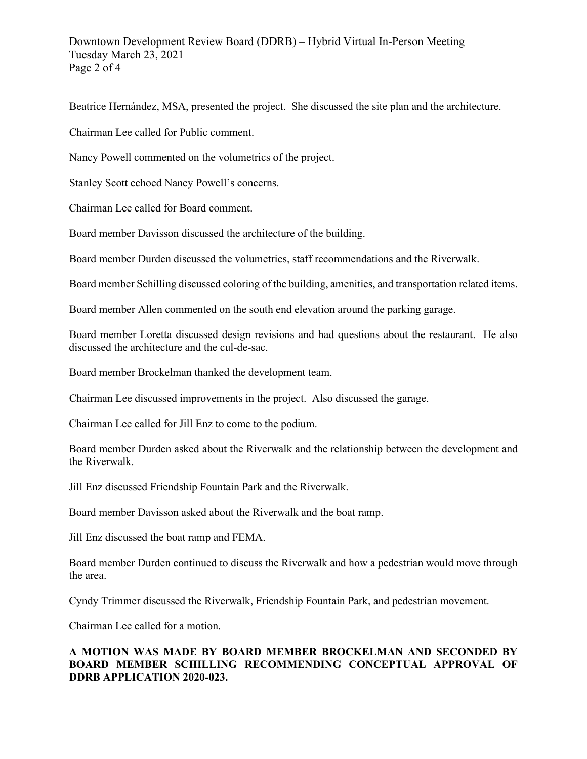Beatrice Hernández, MSA, presented the project. She discussed the site plan and the architecture.

Chairman Lee called for Public comment.

Nancy Powell commented on the volumetrics of the project.

Stanley Scott echoed Nancy Powell's concerns.

Chairman Lee called for Board comment.

Board member Davisson discussed the architecture of the building.

Board member Durden discussed the volumetrics, staff recommendations and the Riverwalk.

Board member Schilling discussed coloring of the building, amenities, and transportation related items.

Board member Allen commented on the south end elevation around the parking garage.

Board member Loretta discussed design revisions and had questions about the restaurant. He also discussed the architecture and the cul-de-sac.

Board member Brockelman thanked the development team.

Chairman Lee discussed improvements in the project. Also discussed the garage.

Chairman Lee called for Jill Enz to come to the podium.

Board member Durden asked about the Riverwalk and the relationship between the development and the Riverwalk.

Jill Enz discussed Friendship Fountain Park and the Riverwalk.

Board member Davisson asked about the Riverwalk and the boat ramp.

Jill Enz discussed the boat ramp and FEMA.

Board member Durden continued to discuss the Riverwalk and how a pedestrian would move through the area.

Cyndy Trimmer discussed the Riverwalk, Friendship Fountain Park, and pedestrian movement.

Chairman Lee called for a motion.

**A MOTION WAS MADE BY BOARD MEMBER BROCKELMAN AND SECONDED BY BOARD MEMBER SCHILLING RECOMMENDING CONCEPTUAL APPROVAL OF DDRB APPLICATION 2020-023.**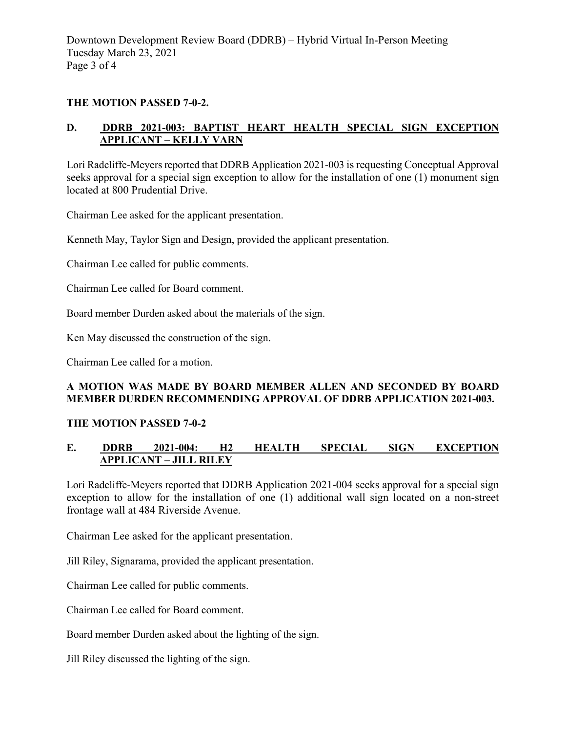**THE MOTION PASSED 7-0-2.**

**D. <u>DDRB 2021-003: BAPTIST HEART HEALTH SPECIAL SIGN EXCEPTION APPLICANT – KELLY VARN</u>**

Lori Radcliffe-Meyers reported that DDRB Application 2021-003 is requesting Conceptual Approval seeks approval for a special sign exception to allow for the installation of one (1) monument sign located at 800 Prudential Drive.

Chairman Lee asked for the applicant presentation.

Kenneth May, Taylor Sign and Design, provided the applicant presentation.

Chairman Lee called for public comments.

Chairman Lee called for Board comment.

Board member Durden asked about the materials of the sign.

Ken May discussed the construction of the sign.

Chairman Lee called for a motion.

**A MOTION WAS MADE BY BOARD MEMBER ALLEN AND SECONDED BY BOARD MEMBER DURDEN RECOMMENDING APPROVAL OF DDRB APPLICATION 2021-003.**

**THE MOTION PASSED 7-0-2**

**E. <u>DDRB 2021-004: H2 HEALTH SPECIAL SIGN EXCEPTION APPLICANT – JILL RILEY</u>**

Lori Radcliffe-Meyers reported that DDRB Application 2021-004 seeks approval for a special sign exception to allow for the installation of one (1) additional wall sign located on a non-street frontage wall at 484 Riverside Avenue.

Chairman Lee asked for the applicant presentation.

Jill Riley, Signarama, provided the applicant presentation.

Chairman Lee called for public comments.

Chairman Lee called for Board comment.

Board member Durden asked about the lighting of the sign.

Jill Riley discussed the lighting of the sign.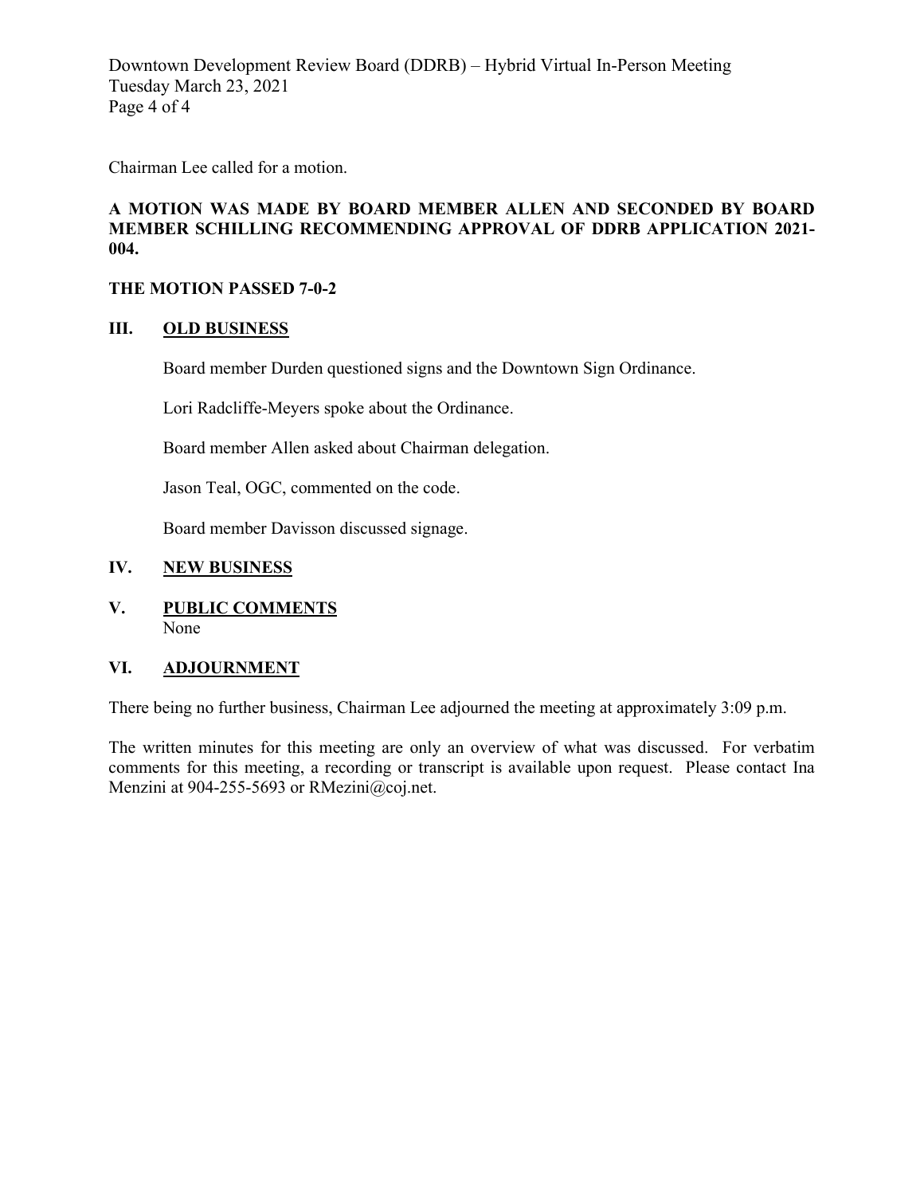Chairman Lee called for a motion.

**A MOTION WAS MADE BY BOARD MEMBER ALLEN AND SECONDED BY BOARD MEMBER SCHILLING RECOMMENDING APPROVAL OF DDRB APPLICATION 2021-004.**

**THE MOTION PASSED 7-0-2**

## III. OLD BUSINESS

Board member Durden questioned signs and the Downtown Sign Ordinance.

Lori Radcliffe-Meyers spoke about the Ordinance.

Board member Allen asked about Chairman delegation.

Jason Teal, OGC, commented on the code.

Board member Davisson discussed signage.

## IV. NEW BUSINESS

## V. PUBLIC COMMENTS

None

## VI. ADJOURNMENT

There being no further business, Chairman Lee adjourned the meeting at approximately 3:09 p.m.

The written minutes for this meeting are only an overview of what was discussed. For verbatim comments for this meeting, a recording or transcript is available upon request. Please contact Ina Menzini at 904-255-5693 or RMezini@coj.net.